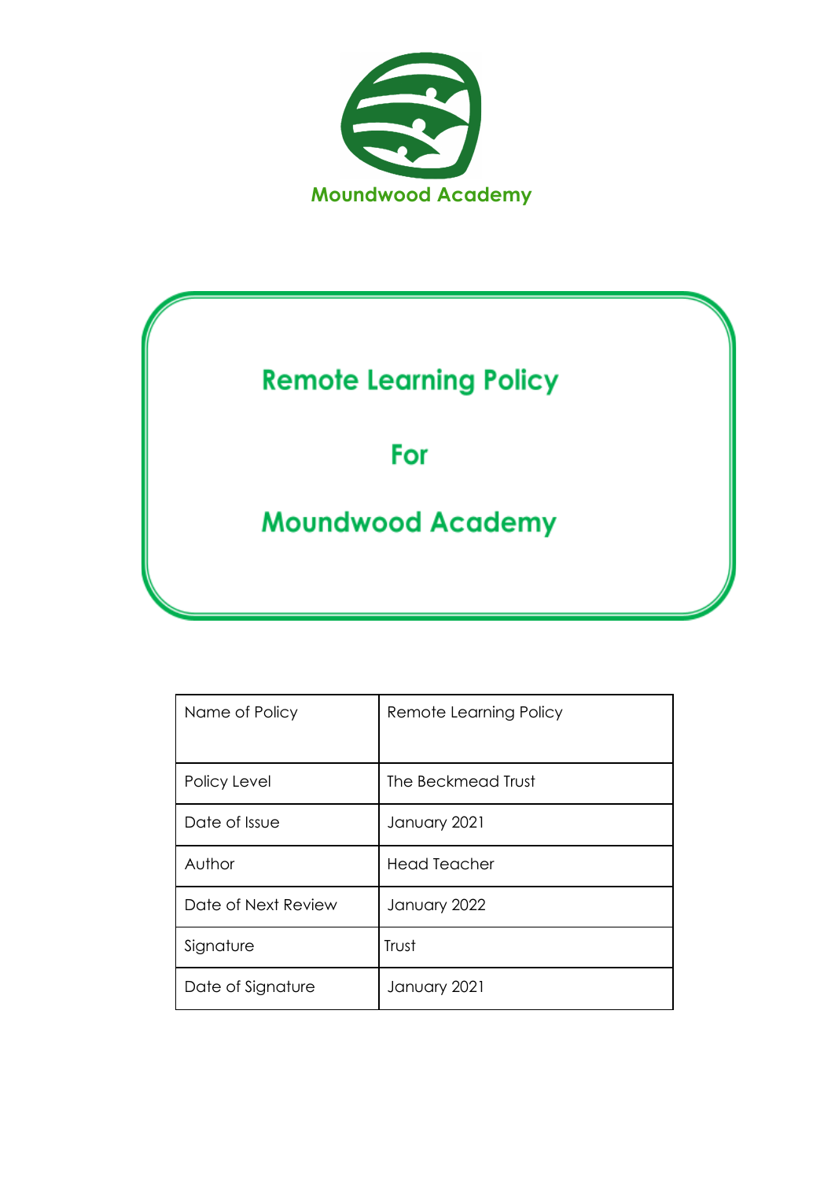Moundwood Academy

# Remote Learning Policy

# For

# Moundwood Academy

| Name of Policy | Remote Learning Policy |
|---|---|
| Policy Level | The Beckmead Trust |
| Date of Issue | January 2021 |
| Author | Head Teacher |
| Date of Next Review | January 2022 |
| Signature | Trust |
| Date of Signature | January 2021 |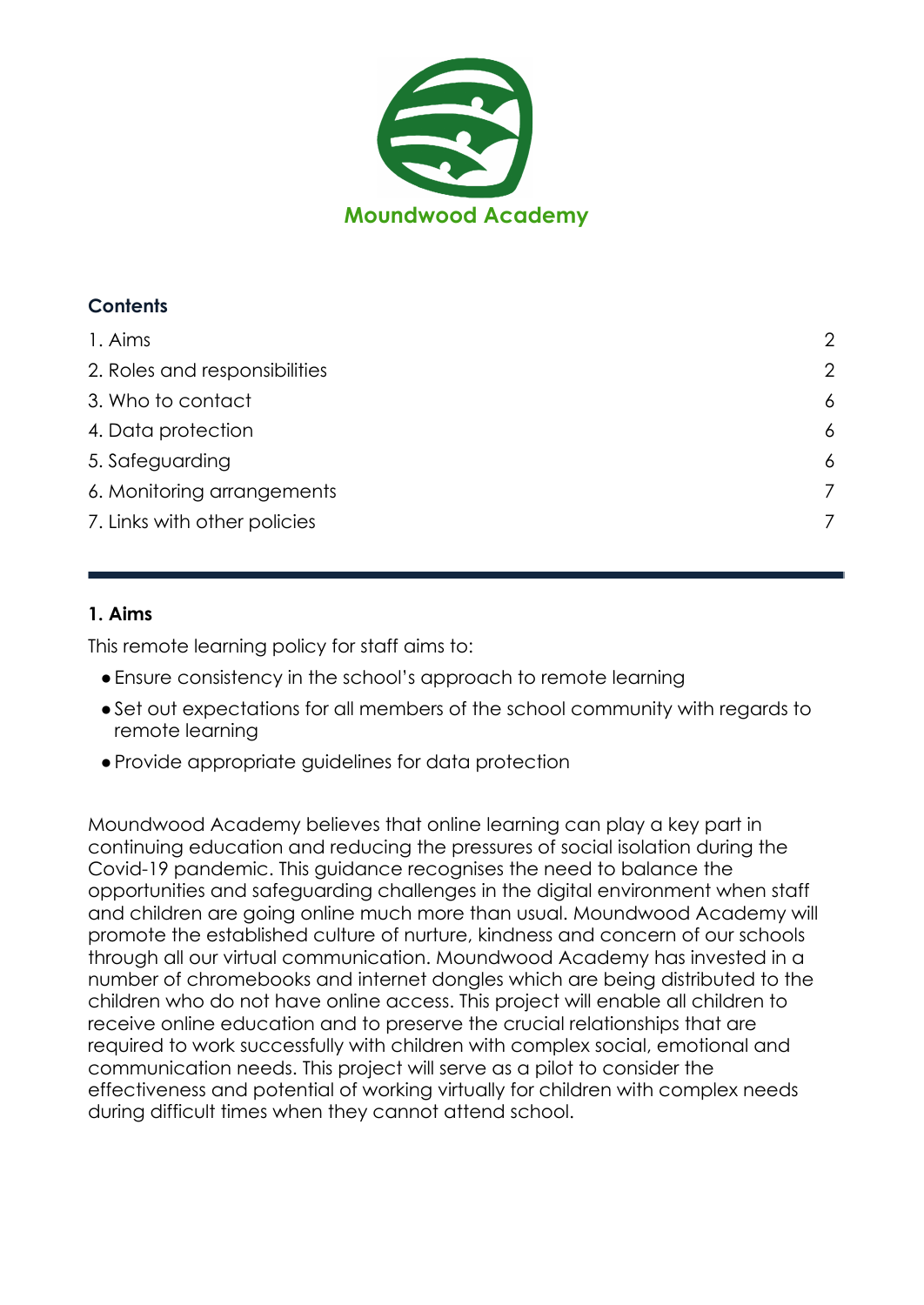Moundwood Academy

**Contents**

| | |
|---|---|
| 1. Aims | 2 |
| 2. Roles and responsibilities | 2 |
| 3. Who to contact | 6 |
| 4. Data protection | 6 |
| 5. Safeguarding | 6 |
| 6. Monitoring arrangements | 7 |
| 7. Links with other policies | 7 |

---

## 1. Aims

This remote learning policy for staff aims to:

- Ensure consistency in the school's approach to remote learning
- Set out expectations for all members of the school community with regards to remote learning
- Provide appropriate guidelines for data protection

Moundwood Academy believes that online learning can play a key part in continuing education and reducing the pressures of social isolation during the Covid-19 pandemic. This guidance recognises the need to balance the opportunities and safeguarding challenges in the digital environment when staff and children are going online much more than usual. Moundwood Academy will promote the established culture of nurture, kindness and concern of our schools through all our virtual communication. Moundwood Academy has invested in a number of chromebooks and internet dongles which are being distributed to the children who do not have online access. This project will enable all children to receive online education and to preserve the crucial relationships that are required to work successfully with children with complex social, emotional and communication needs. This project will serve as a pilot to consider the effectiveness and potential of working virtually for children with complex needs during difficult times when they cannot attend school.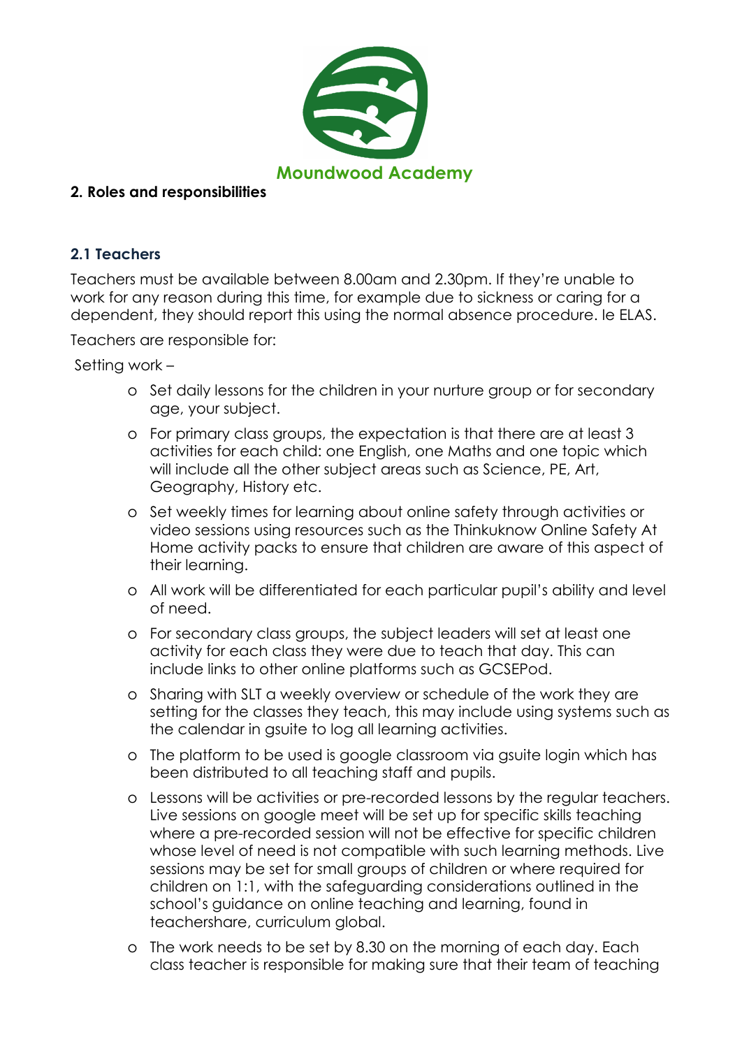Moundwood Academy

## 2. Roles and responsibilities

### 2.1 Teachers

Teachers must be available between 8.00am and 2.30pm. If they're unable to work for any reason during this time, for example due to sickness or caring for a dependent, they should report this using the normal absence procedure. Ie ELAS.

Teachers are responsible for:

Setting work –

- Set daily lessons for the children in your nurture group or for secondary age, your subject.
- For primary class groups, the expectation is that there are at least 3 activities for each child: one English, one Maths and one topic which will include all the other subject areas such as Science, PE, Art, Geography, History etc.
- Set weekly times for learning about online safety through activities or video sessions using resources such as the Thinkuknow Online Safety At Home activity packs to ensure that children are aware of this aspect of their learning.
- All work will be differentiated for each particular pupil's ability and level of need.
- For secondary class groups, the subject leaders will set at least one activity for each class they were due to teach that day. This can include links to other online platforms such as GCSEPod.
- Sharing with SLT a weekly overview or schedule of the work they are setting for the classes they teach, this may include using systems such as the calendar in gsuite to log all learning activities.
- The platform to be used is google classroom via gsuite login which has been distributed to all teaching staff and pupils.
- Lessons will be activities or pre-recorded lessons by the regular teachers. Live sessions on google meet will be set up for specific skills teaching where a pre-recorded session will not be effective for specific children whose level of need is not compatible with such learning methods. Live sessions may be set for small groups of children or where required for children on 1:1, with the safeguarding considerations outlined in the school's guidance on online teaching and learning, found in teachershare, curriculum global.
- The work needs to be set by 8.30 on the morning of each day. Each class teacher is responsible for making sure that their team of teaching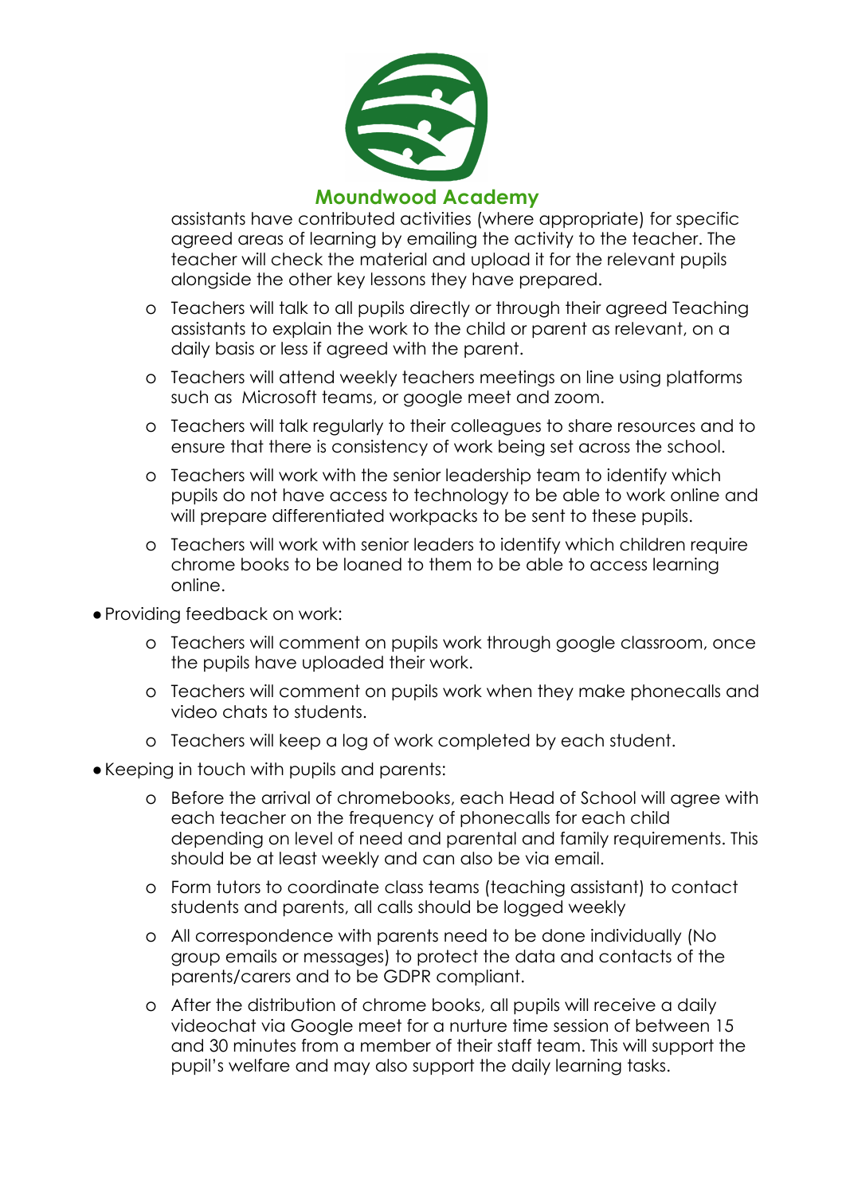assistants have contributed activities (where appropriate) for specific agreed areas of learning by emailing the activity to the teacher. The teacher will check the material and upload it for the relevant pupils alongside the other key lessons they have prepared.

- Teachers will talk to all pupils directly or through their agreed Teaching assistants to explain the work to the child or parent as relevant, on a daily basis or less if agreed with the parent.
- Teachers will attend weekly teachers meetings on line using platforms such as Microsoft teams, or google meet and zoom.
- Teachers will talk regularly to their colleagues to share resources and to ensure that there is consistency of work being set across the school.
- Teachers will work with the senior leadership team to identify which pupils do not have access to technology to be able to work online and will prepare differentiated workpacks to be sent to these pupils.
- Teachers will work with senior leaders to identify which children require chrome books to be loaned to them to be able to access learning online.

- Providing feedback on work:
  - Teachers will comment on pupils work through google classroom, once the pupils have uploaded their work.
  - Teachers will comment on pupils work when they make phonecalls and video chats to students.
  - Teachers will keep a log of work completed by each student.
- Keeping in touch with pupils and parents:
  - Before the arrival of chromebooks, each Head of School will agree with each teacher on the frequency of phonecalls for each child depending on level of need and parental and family requirements. This should be at least weekly and can also be via email.
  - Form tutors to coordinate class teams (teaching assistant) to contact students and parents, all calls should be logged weekly
  - All correspondence with parents need to be done individually (No group emails or messages) to protect the data and contacts of the parents/carers and to be GDPR compliant.
  - After the distribution of chrome books, all pupils will receive a daily videochat via Google meet for a nurture time session of between 15 and 30 minutes from a member of their staff team. This will support the pupil's welfare and may also support the daily learning tasks.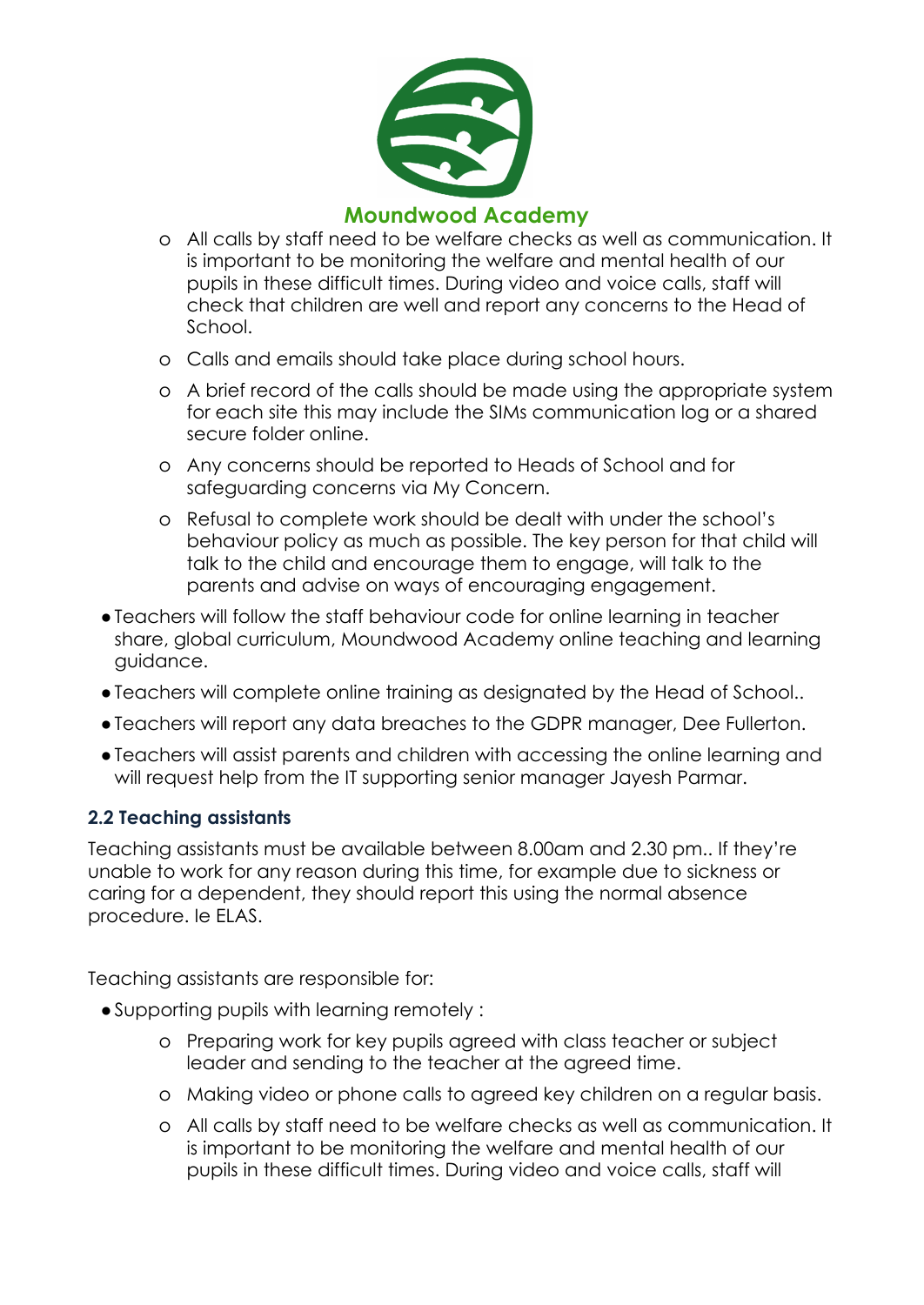- All calls by staff need to be welfare checks as well as communication. It is important to be monitoring the welfare and mental health of our pupils in these difficult times. During video and voice calls, staff will check that children are well and report any concerns to the Head of School.
    - Calls and emails should take place during school hours.
    - A brief record of the calls should be made using the appropriate system for each site this may include the SIMs communication log or a shared secure folder online.
    - Any concerns should be reported to Heads of School and for safeguarding concerns via My Concern.
    - Refusal to complete work should be dealt with under the school's behaviour policy as much as possible. The key person for that child will talk to the child and encourage them to engage, will talk to the parents and advise on ways of encouraging engagement.
- Teachers will follow the staff behaviour code for online learning in teacher share, global curriculum, Moundwood Academy online teaching and learning guidance.
- Teachers will complete online training as designated by the Head of School..
- Teachers will report any data breaches to the GDPR manager, Dee Fullerton.
- Teachers will assist parents and children with accessing the online learning and will request help from the IT supporting senior manager Jayesh Parmar.

### 2.2 Teaching assistants

Teaching assistants must be available between 8.00am and 2.30 pm.. If they're unable to work for any reason during this time, for example due to sickness or caring for a dependent, they should report this using the normal absence procedure. Ie ELAS.

Teaching assistants are responsible for:

- Supporting pupils with learning remotely :
    - Preparing work for key pupils agreed with class teacher or subject leader and sending to the teacher at the agreed time.
    - Making video or phone calls to agreed key children on a regular basis.
    - All calls by staff need to be welfare checks as well as communication. It is important to be monitoring the welfare and mental health of our pupils in these difficult times. During video and voice calls, staff will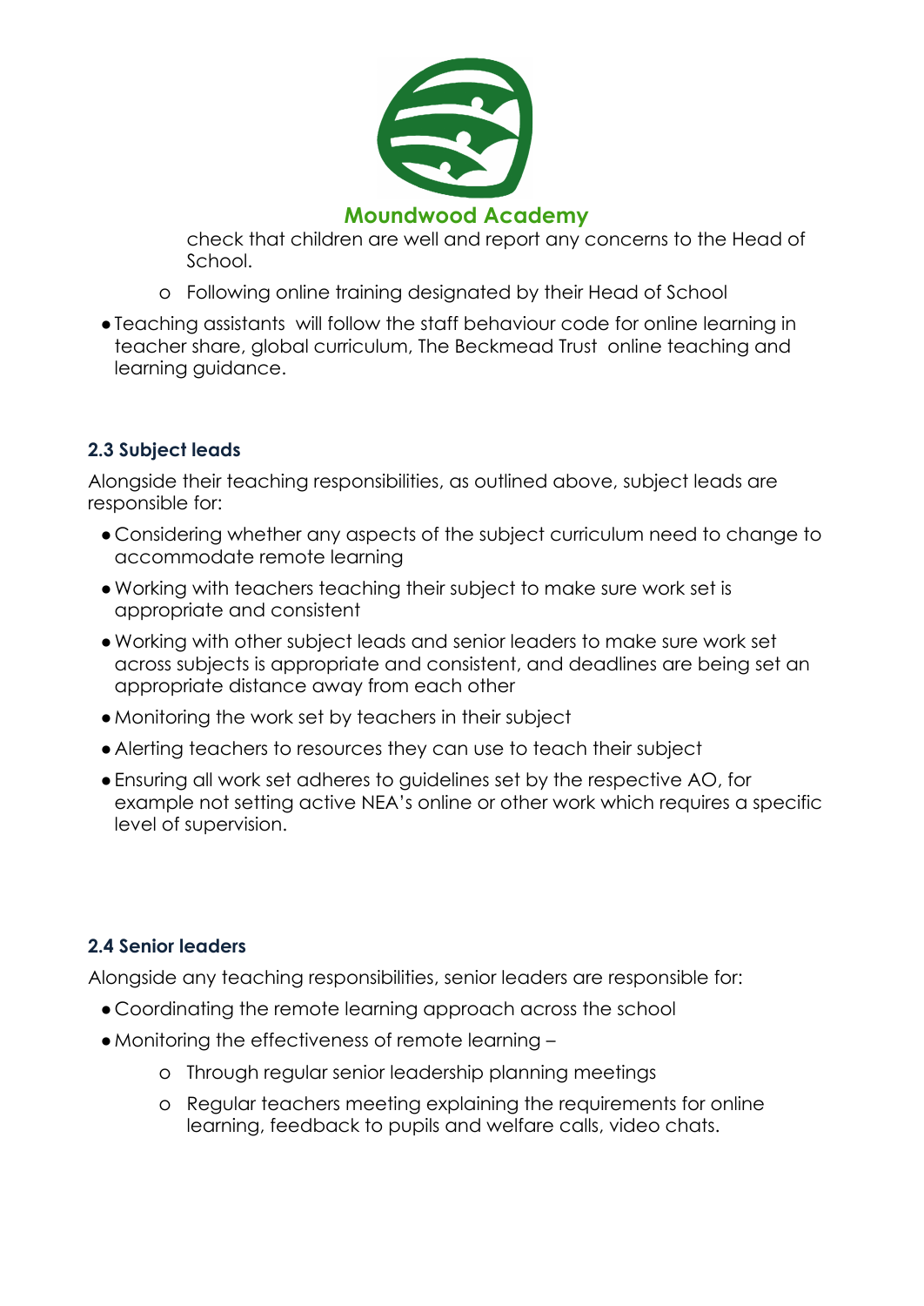check that children are well and report any concerns to the Head of School.

  - Following online training designated by their Head of School

- Teaching assistants will follow the staff behaviour code for online learning in teacher share, global curriculum, The Beckmead Trust online teaching and learning guidance.

### 2.3 Subject leads

Alongside their teaching responsibilities, as outlined above, subject leads are responsible for:

- Considering whether any aspects of the subject curriculum need to change to accommodate remote learning
- Working with teachers teaching their subject to make sure work set is appropriate and consistent
- Working with other subject leads and senior leaders to make sure work set across subjects is appropriate and consistent, and deadlines are being set an appropriate distance away from each other
- Monitoring the work set by teachers in their subject
- Alerting teachers to resources they can use to teach their subject
- Ensuring all work set adheres to guidelines set by the respective AO, for example not setting active NEA's online or other work which requires a specific level of supervision.

### 2.4 Senior leaders

Alongside any teaching responsibilities, senior leaders are responsible for:

- Coordinating the remote learning approach across the school
- Monitoring the effectiveness of remote learning –
  - Through regular senior leadership planning meetings
  - Regular teachers meeting explaining the requirements for online learning, feedback to pupils and welfare calls, video chats.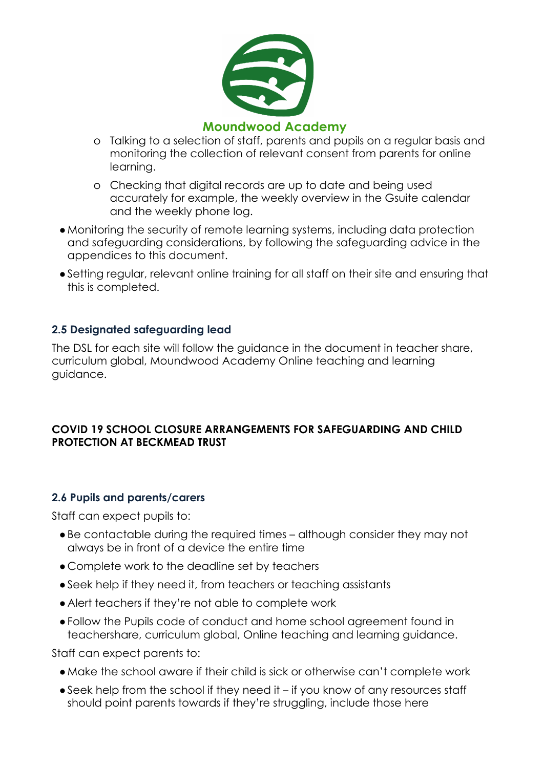- o Talking to a selection of staff, parents and pupils on a regular basis and monitoring the collection of relevant consent from parents for online learning.
- o Checking that digital records are up to date and being used accurately for example, the weekly overview in the Gsuite calendar and the weekly phone log.

- Monitoring the security of remote learning systems, including data protection and safeguarding considerations, by following the safeguarding advice in the appendices to this document.
- Setting regular, relevant online training for all staff on their site and ensuring that this is completed.

### 2.5 Designated safeguarding lead

The DSL for each site will follow the guidance in the document in teacher share, curriculum global, Moundwood Academy Online teaching and learning guidance.

**COVID 19 SCHOOL CLOSURE ARRANGEMENTS FOR SAFEGUARDING AND CHILD PROTECTION AT BECKMEAD TRUST**

### 2.6 Pupils and parents/carers

Staff can expect pupils to:

- Be contactable during the required times – although consider they may not always be in front of a device the entire time
- Complete work to the deadline set by teachers
- Seek help if they need it, from teachers or teaching assistants
- Alert teachers if they're not able to complete work
- Follow the Pupils code of conduct and home school agreement found in teachershare, curriculum global, Online teaching and learning guidance.

Staff can expect parents to:

- Make the school aware if their child is sick or otherwise can't complete work
- Seek help from the school if they need it – if you know of any resources staff should point parents towards if they're struggling, include those here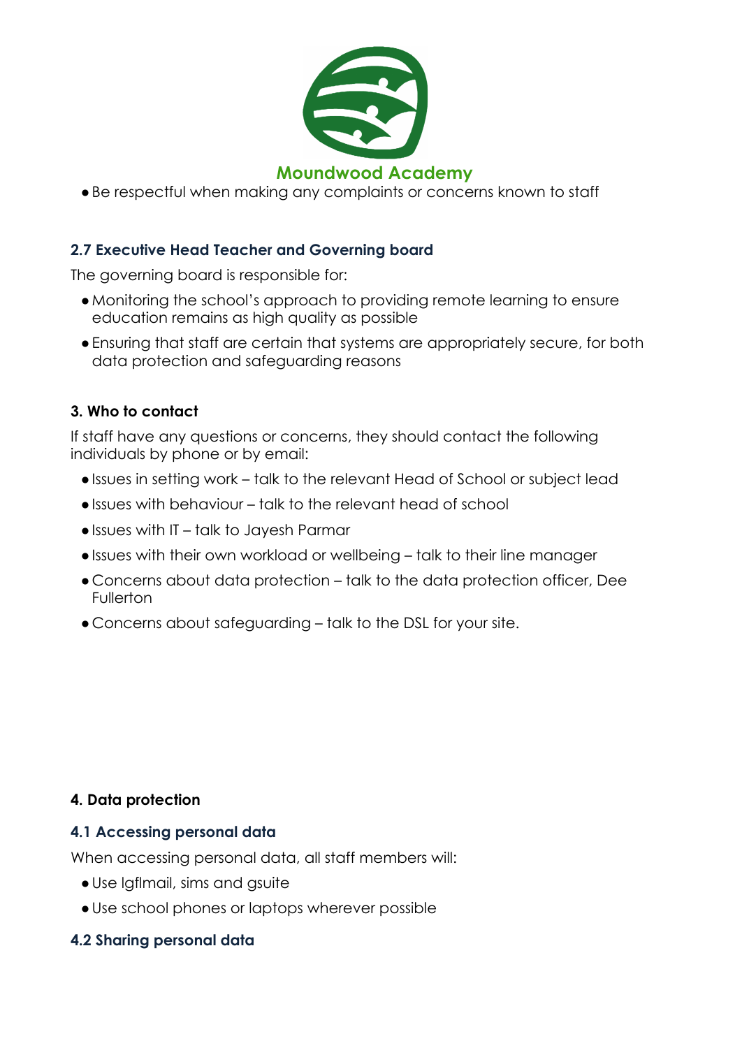- Be respectful when making any complaints or concerns known to staff

### 2.7 Executive Head Teacher and Governing board

The governing board is responsible for:

- Monitoring the school's approach to providing remote learning to ensure education remains as high quality as possible
- Ensuring that staff are certain that systems are appropriately secure, for both data protection and safeguarding reasons

## 3. Who to contact

If staff have any questions or concerns, they should contact the following individuals by phone or by email:

- Issues in setting work – talk to the relevant Head of School or subject lead
- Issues with behaviour – talk to the relevant head of school
- Issues with IT – talk to Jayesh Parmar
- Issues with their own workload or wellbeing – talk to their line manager
- Concerns about data protection – talk to the data protection officer, Dee Fullerton
- Concerns about safeguarding – talk to the DSL for your site.

## 4. Data protection

### 4.1 Accessing personal data

When accessing personal data, all staff members will:

- Use lgflmail, sims and gsuite
- Use school phones or laptops wherever possible

### 4.2 Sharing personal data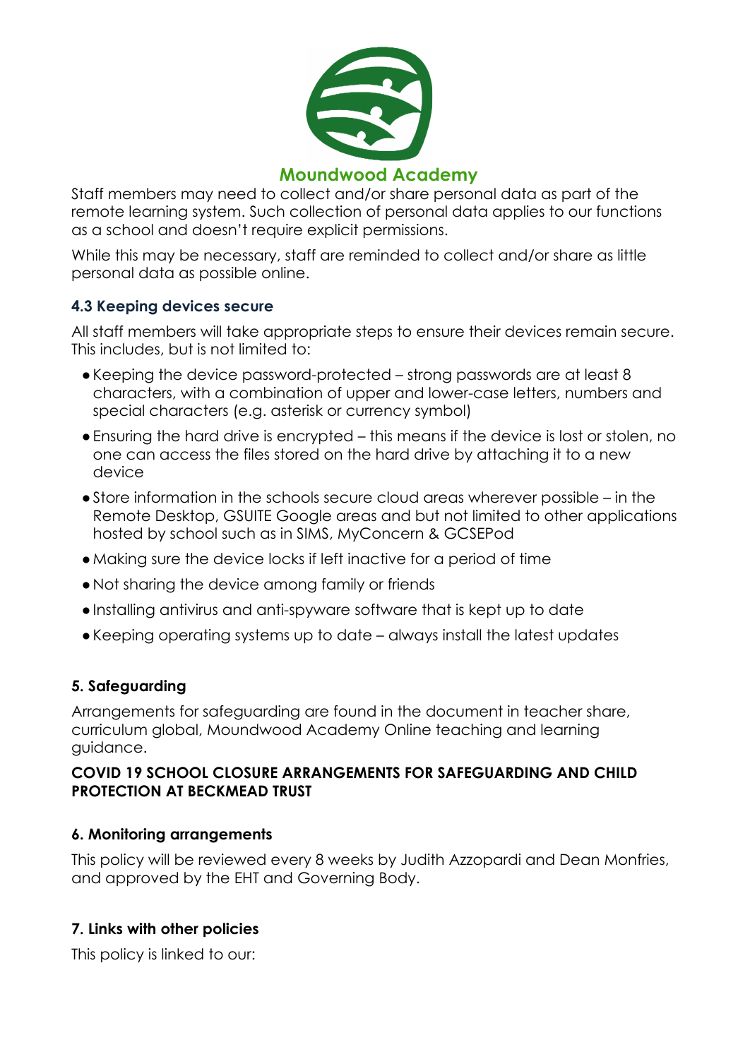Staff members may need to collect and/or share personal data as part of the remote learning system. Such collection of personal data applies to our functions as a school and doesn't require explicit permissions.

While this may be necessary, staff are reminded to collect and/or share as little personal data as possible online.

### 4.3 Keeping devices secure

All staff members will take appropriate steps to ensure their devices remain secure. This includes, but is not limited to:

- Keeping the device password-protected – strong passwords are at least 8 characters, with a combination of upper and lower-case letters, numbers and special characters (e.g. asterisk or currency symbol)
- Ensuring the hard drive is encrypted – this means if the device is lost or stolen, no one can access the files stored on the hard drive by attaching it to a new device
- Store information in the schools secure cloud areas wherever possible – in the Remote Desktop, GSUITE Google areas and but not limited to other applications hosted by school such as in SIMS, MyConcern & GCSEPod
- Making sure the device locks if left inactive for a period of time
- Not sharing the device among family or friends
- Installing antivirus and anti-spyware software that is kept up to date
- Keeping operating systems up to date – always install the latest updates

## 5. Safeguarding

Arrangements for safeguarding are found in the document in teacher share, curriculum global, Moundwood Academy Online teaching and learning guidance.

**COVID 19 SCHOOL CLOSURE ARRANGEMENTS FOR SAFEGUARDING AND CHILD PROTECTION AT BECKMEAD TRUST**

## 6. Monitoring arrangements

This policy will be reviewed every 8 weeks by Judith Azzopardi and Dean Monfries, and approved by the EHT and Governing Body.

## 7. Links with other policies

This policy is linked to our: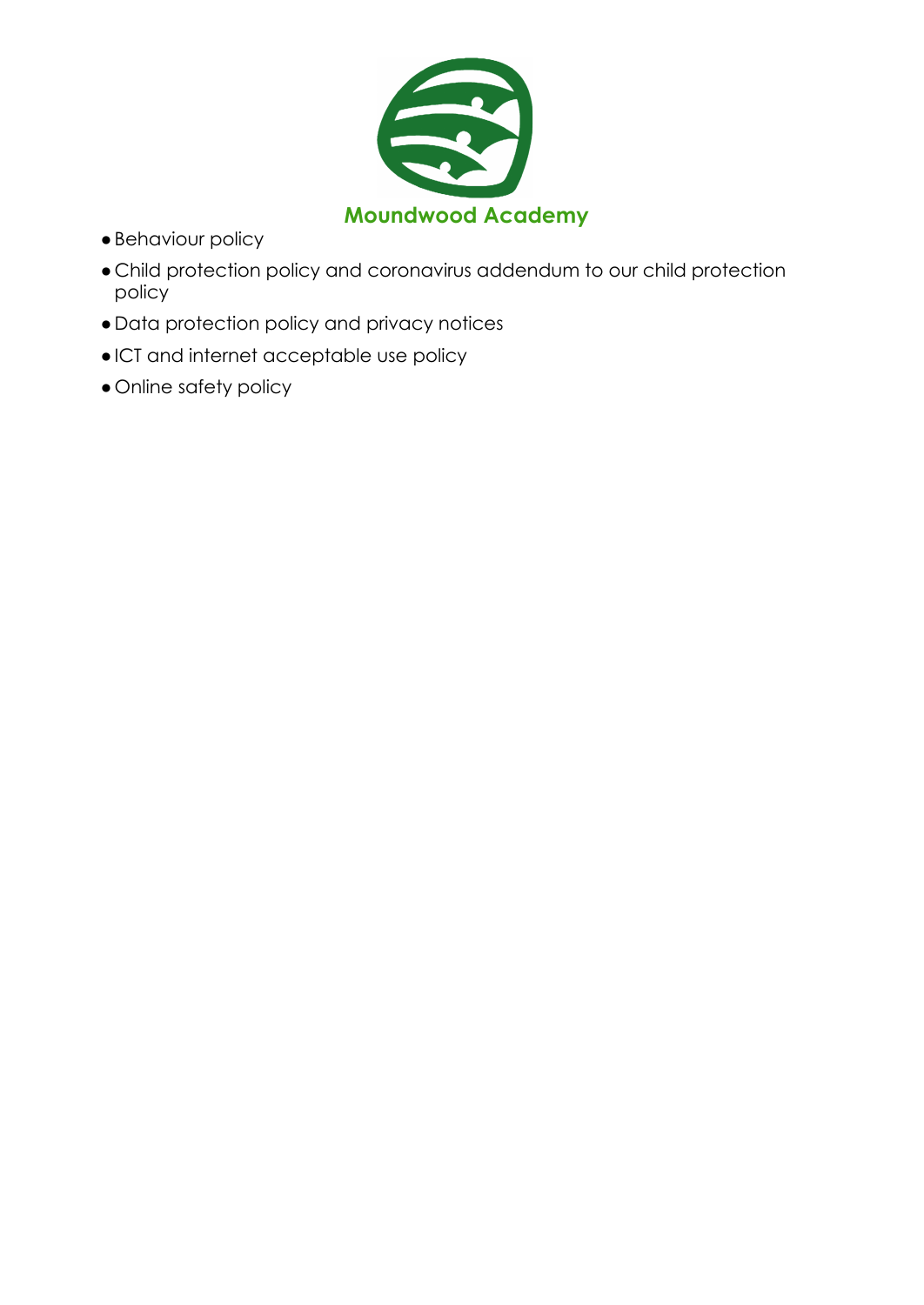- Behaviour policy
- Child protection policy and coronavirus addendum to our child protection policy
- Data protection policy and privacy notices
- ICT and internet acceptable use policy
- Online safety policy